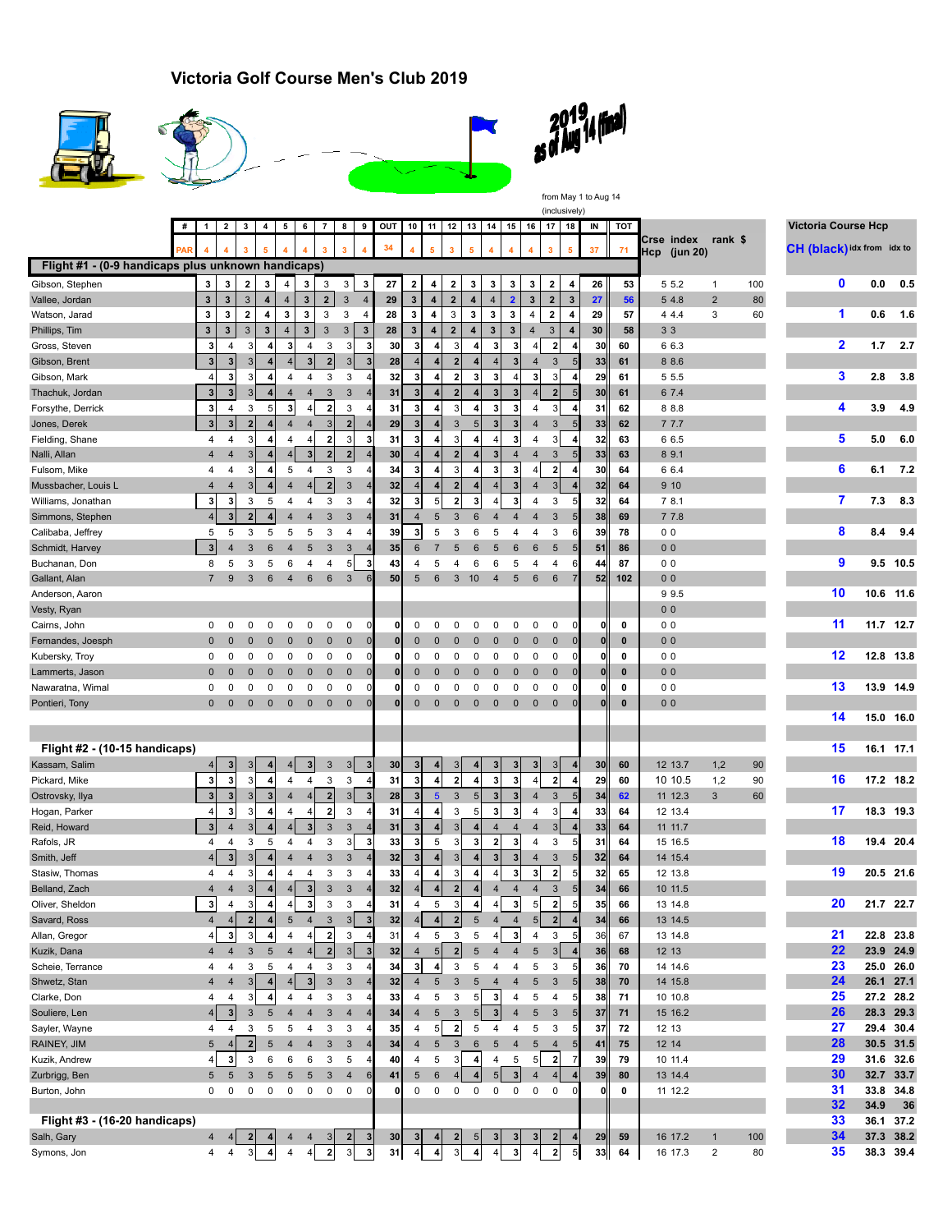# Victoria Golf Course Men's Club 2019

2019 as of Aug 14 (final)

from May 1 to Aug 14 (inclusively)

| # | 1 | 2 | 3 | 4 | 5 | 6 | 7 | 8 | 9 | OUT | 10 | 11 | 12 | 13 | 14 | 15 | 16 | 17 | 18 | IN | TOT | Crse Hcp | index (jun 20) | rank | $ |
|---|---|---|---|---|---|---|---|---|---|---|---|---|---|---|---|---|---|---|---|---|---|---|---|---|---|
| PAR | 4 | 4 | 3 | 5 | 4 | 4 | 3 | 3 | 4 | 34 | 4 | 5 | 3 | 5 | 4 | 4 | 4 | 3 | 5 | 37 | 71 | | | | |
| **Flight #1 - (0-9 handicaps plus unknown handicaps)** | | | | | | | | | | | | | | | | | | | | | | | | | |
| Gibson, Stephen | 3 | 3 | 2 | 3 | 4 | 3 | 3 | 3 | 3 | 27 | 2 | 4 | 2 | 3 | 3 | 3 | 3 | 2 | 4 | 26 | 53 | 5 | 5.2 | 1 | 100 |
| Vallee, Jordan | 3 | 3 | 3 | 4 | 4 | 3 | 2 | 3 | 4 | 29 | 3 | 4 | 2 | 4 | 4 | 2 | 3 | 2 | 3 | 27 | 56 | 5 | 4.8 | 2 | 80 |
| Watson, Jarad | 3 | 3 | 2 | 4 | 3 | 3 | 3 | 3 | 4 | 28 | 3 | 4 | 3 | 3 | 3 | 3 | 4 | 2 | 4 | 29 | 57 | 4 | 4.4 | 3 | 60 |
| Phillips, Tim | 3 | 3 | 3 | 3 | 4 | 3 | 3 | 3 | 3 | 28 | 3 | 4 | 2 | 4 | 3 | 3 | 4 | 3 | 4 | 30 | 58 | 3 | 3 | | |
| Gross, Steven | 3 | 4 | 3 | 4 | 3 | 4 | 3 | 3 | 3 | 30 | 3 | 4 | 3 | 4 | 3 | 3 | 4 | 2 | 4 | 30 | 60 | 6 | 6.3 | | |
| Gibson, Brent | 3 | 3 | 3 | 4 | 4 | 3 | 2 | 3 | 3 | 28 | 4 | 4 | 2 | 4 | 4 | 3 | 4 | 3 | 5 | 33 | 61 | 8 | 8.6 | | |
| Gibson, Mark | 4 | 3 | 3 | 4 | 4 | 4 | 3 | 3 | 4 | 32 | 3 | 4 | 2 | 3 | 3 | 4 | 3 | 3 | 4 | 29 | 61 | 5 | 5.5 | | |
| Thachuk, Jordan | 3 | 3 | 3 | 4 | 4 | 4 | 3 | 3 | 4 | 31 | 3 | 4 | 2 | 4 | 3 | 3 | 4 | 2 | 5 | 30 | 61 | 6 | 7.4 | | |
| Forsythe, Derrick | 3 | 4 | 3 | 5 | 3 | 4 | 2 | 3 | 4 | 31 | 3 | 4 | 3 | 4 | 3 | 3 | 4 | 3 | 4 | 31 | 62 | 8 | 8.8 | | |
| Jones, Derek | 3 | 3 | 2 | 4 | 4 | 4 | 3 | 2 | 4 | 29 | 3 | 4 | 3 | 5 | 3 | 3 | 4 | 3 | 5 | 33 | 62 | 7 | 7.7 | | |
| Fielding, Shane | 4 | 4 | 3 | 4 | 4 | 4 | 2 | 3 | 3 | 31 | 3 | 4 | 3 | 4 | 4 | 3 | 4 | 3 | 4 | 32 | 63 | 6 | 6.5 | | |
| Nalli, Allan | 4 | 4 | 3 | 4 | 4 | 3 | 2 | 2 | 4 | 30 | 4 | 4 | 2 | 4 | 3 | 4 | 4 | 3 | 5 | 33 | 63 | 8 | 9.1 | | |
| Fulsom, Mike | 4 | 4 | 3 | 4 | 5 | 4 | 3 | 3 | 4 | 34 | 3 | 4 | 3 | 4 | 3 | 3 | 4 | 2 | 4 | 30 | 64 | 6 | 6.4 | | |
| Mussbacher, Louis L | 4 | 4 | 3 | 4 | 4 | 4 | 2 | 3 | 4 | 32 | 4 | 4 | 2 | 4 | 4 | 3 | 4 | 3 | 4 | 32 | 64 | 9 | 10 | | |
| Williams, Jonathan | 3 | 3 | 3 | 5 | 4 | 4 | 3 | 3 | 4 | 32 | 3 | 5 | 2 | 3 | 4 | 3 | 4 | 3 | 5 | 32 | 64 | 7 | 8.1 | | |
| Simmons, Stephen | 4 | 3 | 2 | 4 | 4 | 4 | 3 | 3 | 4 | 31 | 4 | 5 | 3 | 6 | 4 | 4 | 4 | 3 | 5 | 38 | 69 | 7 | 7.8 | | |
| Calibaba, Jeffrey | 5 | 5 | 3 | 5 | 5 | 5 | 3 | 4 | 4 | 39 | 3 | 5 | 3 | 6 | 5 | 4 | 4 | 3 | 6 | 39 | 78 | 0 | 0 | | |
| Schmidt, Harvey | 3 | 4 | 3 | 6 | 4 | 5 | 3 | 3 | 4 | 35 | 6 | 7 | 5 | 6 | 5 | 6 | 6 | 5 | 5 | 51 | 86 | 0 | 0 | | |
| Buchanan, Don | 8 | 5 | 3 | 5 | 6 | 4 | 4 | 5 | 3 | 43 | 4 | 5 | 4 | 6 | 6 | 5 | 4 | 4 | 6 | 44 | 87 | 0 | 0 | | |
| Gallant, Alan | 7 | 9 | 3 | 6 | 4 | 6 | 6 | 3 | 6 | 50 | 5 | 6 | 3 | 10 | 4 | 5 | 6 | 6 | 7 | 52 | 102 | 0 | 0 | | |
| Anderson, Aaron | | | | | | | | | | | | | | | | | | | | | | 9 | 9.5 | | |
| Vesty, Ryan | | | | | | | | | | | | | | | | | | | | | | 0 | 0 | | |
| Cairns, John | 0 | 0 | 0 | 0 | 0 | 0 | 0 | 0 | 0 | 0 | 0 | 0 | 0 | 0 | 0 | 0 | 0 | 0 | 0 | 0 | 0 | 0 | 0 | | |
| Fernandes, Joesph | 0 | 0 | 0 | 0 | 0 | 0 | 0 | 0 | 0 | 0 | 0 | 0 | 0 | 0 | 0 | 0 | 0 | 0 | 0 | 0 | 0 | 0 | 0 | | |
| Kubersky, Troy | 0 | 0 | 0 | 0 | 0 | 0 | 0 | 0 | 0 | 0 | 0 | 0 | 0 | 0 | 0 | 0 | 0 | 0 | 0 | 0 | 0 | 0 | 0 | | |
| Lammerts, Jason | 0 | 0 | 0 | 0 | 0 | 0 | 0 | 0 | 0 | 0 | 0 | 0 | 0 | 0 | 0 | 0 | 0 | 0 | 0 | 0 | 0 | 0 | 0 | | |
| Nawaratna, Wimal | 0 | 0 | 0 | 0 | 0 | 0 | 0 | 0 | 0 | 0 | 0 | 0 | 0 | 0 | 0 | 0 | 0 | 0 | 0 | 0 | 0 | 0 | 0 | | |
| Pontieri, Tony | 0 | 0 | 0 | 0 | 0 | 0 | 0 | 0 | 0 | 0 | 0 | 0 | 0 | 0 | 0 | 0 | 0 | 0 | 0 | 0 | 0 | 0 | 0 | | |
| **Flight #2 - (10-15 handicaps)** | | | | | | | | | | | | | | | | | | | | | | | | | |
| Kassam, Salim | 4 | 3 | 3 | 4 | 4 | 3 | 3 | 3 | 3 | 30 | 3 | 4 | 3 | 4 | 3 | 3 | 3 | 3 | 4 | 30 | 60 | 12 | 13.7 | 1,2 | 90 |
| Pickard, Mike | 3 | 3 | 3 | 4 | 4 | 4 | 3 | 3 | 4 | 31 | 3 | 4 | 2 | 4 | 3 | 3 | 4 | 2 | 4 | 29 | 60 | 10 | 10.5 | 1,2 | 90 |
| Ostrovsky, Ilya | 3 | 3 | 3 | 3 | 4 | 4 | 2 | 3 | 3 | 28 | 3 | 5 | 3 | 5 | 3 | 3 | 4 | 3 | 5 | 34 | 62 | 11 | 12.3 | 3 | 60 |
| Hogan, Parker | 4 | 3 | 3 | 4 | 4 | 4 | 2 | 3 | 4 | 31 | 4 | 4 | 3 | 5 | 3 | 3 | 4 | 3 | 4 | 33 | 64 | 12 | 13.4 | | |
| Reid, Howard | 3 | 4 | 3 | 4 | 4 | 3 | 3 | 3 | 4 | 31 | 3 | 4 | 3 | 4 | 4 | 4 | 4 | 3 | 4 | 33 | 64 | 11 | 11.7 | | |
| Rafols, JR | 4 | 4 | 3 | 5 | 4 | 4 | 3 | 3 | 3 | 33 | 3 | 5 | 3 | 3 | 2 | 3 | 4 | 3 | 5 | 31 | 64 | 15 | 16.5 | | |
| Smith, Jeff | 4 | 3 | 3 | 4 | 4 | 4 | 3 | 3 | 4 | 32 | 3 | 4 | 3 | 4 | 3 | 3 | 4 | 3 | 5 | 32 | 64 | 14 | 15.4 | | |
| Stasiw, Thomas | 4 | 4 | 3 | 4 | 4 | 4 | 3 | 3 | 4 | 33 | 4 | 4 | 3 | 4 | 4 | 3 | 3 | 2 | 5 | 32 | 65 | 12 | 13.8 | | |
| Belland, Zach | 4 | 4 | 3 | 4 | 4 | 3 | 3 | 3 | 4 | 32 | 4 | 4 | 2 | 4 | 4 | 4 | 4 | 3 | 5 | 34 | 66 | 10 | 11.5 | | |
| Oliver, Sheldon | 3 | 4 | 3 | 4 | 4 | 3 | 3 | 3 | 4 | 31 | 4 | 5 | 3 | 4 | 4 | 3 | 5 | 2 | 5 | 35 | 66 | 13 | 14.8 | | |
| Savard, Ross | 4 | 4 | 2 | 4 | 5 | 4 | 3 | 3 | 3 | 32 | 4 | 4 | 2 | 5 | 4 | 4 | 5 | 2 | 4 | 34 | 66 | 13 | 14.5 | | |
| Allan, Gregor | 4 | 3 | 3 | 4 | 4 | 4 | 2 | 3 | 4 | 31 | 4 | 5 | 3 | 5 | 4 | 3 | 4 | 3 | 5 | 36 | 67 | 13 | 14.8 | | |
| Kuzik, Dana | 4 | 4 | 3 | 5 | 4 | 4 | 2 | 3 | 3 | 32 | 4 | 5 | 2 | 5 | 4 | 4 | 5 | 3 | 4 | 36 | 68 | 12 | 13 | | |
| Scheie, Terrance | 4 | 4 | 3 | 5 | 4 | 4 | 3 | 3 | 4 | 34 | 3 | 4 | 3 | 5 | 4 | 4 | 5 | 3 | 5 | 36 | 70 | 14 | 14.6 | | |
| Shwetz, Stan | 4 | 4 | 3 | 4 | 4 | 3 | 3 | 3 | 4 | 32 | 4 | 5 | 3 | 5 | 4 | 4 | 5 | 3 | 5 | 38 | 70 | 14 | 15.8 | | |
| Clarke, Don | 4 | 4 | 3 | 4 | 4 | 4 | 3 | 3 | 4 | 33 | 4 | 5 | 3 | 5 | 3 | 4 | 5 | 4 | 5 | 38 | 71 | 10 | 10.8 | | |
| Souliere, Len | 4 | 3 | 3 | 5 | 4 | 4 | 3 | 4 | 4 | 34 | 4 | 5 | 3 | 5 | 3 | 4 | 5 | 3 | 5 | 37 | 71 | 15 | 16.2 | | |
| Sayler, Wayne | 4 | 4 | 3 | 5 | 5 | 4 | 3 | 3 | 4 | 35 | 4 | 5 | 2 | 5 | 4 | 4 | 5 | 3 | 5 | 37 | 72 | 12 | 13 | | |
| RAINEY, JIM | 5 | 4 | 2 | 5 | 4 | 4 | 3 | 3 | 4 | 34 | 4 | 5 | 3 | 6 | 5 | 4 | 5 | 4 | 5 | 41 | 75 | 12 | 14 | | |
| Kuzik, Andrew | 4 | 3 | 3 | 6 | 6 | 6 | 3 | 5 | 4 | 40 | 4 | 5 | 3 | 4 | 4 | 5 | 5 | 2 | 7 | 39 | 79 | 10 | 11.4 | | |
| Zurbrigg, Ben | 5 | 5 | 3 | 5 | 5 | 5 | 3 | 4 | 6 | 41 | 5 | 6 | 4 | 4 | 5 | 3 | 4 | 4 | 4 | 39 | 80 | 13 | 14.4 | | |
| Burton, John | 0 | 0 | 0 | 0 | 0 | 0 | 0 | 0 | 0 | 0 | 0 | 0 | 0 | 0 | 0 | 0 | 0 | 0 | 0 | 0 | 0 | 11 | 12.2 | | |
| **Flight #3 - (16-20 handicaps)** | | | | | | | | | | | | | | | | | | | | | | | | | |
| Salh, Gary | 4 | 4 | 2 | 4 | 4 | 4 | 3 | 2 | 3 | 30 | 3 | 4 | 2 | 5 | 3 | 3 | 3 | 2 | 4 | 29 | 59 | 16 | 17.2 | 1 | 100 |
| Symons, Jon | 4 | 4 | 3 | 4 | 4 | 4 | 2 | 3 | 3 | 31 | 4 | 4 | 3 | 4 | 4 | 3 | 4 | 2 | 5 | 33 | 64 | 16 | 17.3 | 2 | 80 |

## Victoria Course Hcp

| CH (black) | idx from | idx to |
|---|---|---|
| 0 | 0.0 | 0.5 |
| 1 | 0.6 | 1.6 |
| 2 | 1.7 | 2.7 |
| 3 | 2.8 | 3.8 |
| 4 | 3.9 | 4.9 |
| 5 | 5.0 | 6.0 |
| 6 | 6.1 | 7.2 |
| 7 | 7.3 | 8.3 |
| 8 | 8.4 | 9.4 |
| 9 | 9.5 | 10.5 |
| 10 | 10.6 | 11.6 |
| 11 | 11.7 | 12.7 |
| 12 | 12.8 | 13.8 |
| 13 | 13.9 | 14.9 |
| 14 | 15.0 | 16.0 |
| 15 | 16.1 | 17.1 |
| 16 | 17.2 | 18.2 |
| 17 | 18.3 | 19.3 |
| 18 | 19.4 | 20.4 |
| 19 | 20.5 | 21.6 |
| 20 | 21.7 | 22.7 |
| 21 | 22.8 | 23.8 |
| 22 | 23.9 | 24.9 |
| 23 | 25.0 | 26.0 |
| 24 | 26.1 | 27.1 |
| 25 | 27.2 | 28.2 |
| 26 | 28.3 | 29.3 |
| 27 | 29.4 | 30.4 |
| 28 | 30.5 | 31.5 |
| 29 | 31.6 | 32.6 |
| 30 | 32.7 | 33.7 |
| 31 | 33.8 | 34.8 |
| 32 | 34.9 | 36 |
| 33 | 36.1 | 37.2 |
| 34 | 37.3 | 38.2 |
| 35 | 38.3 | 39.4 |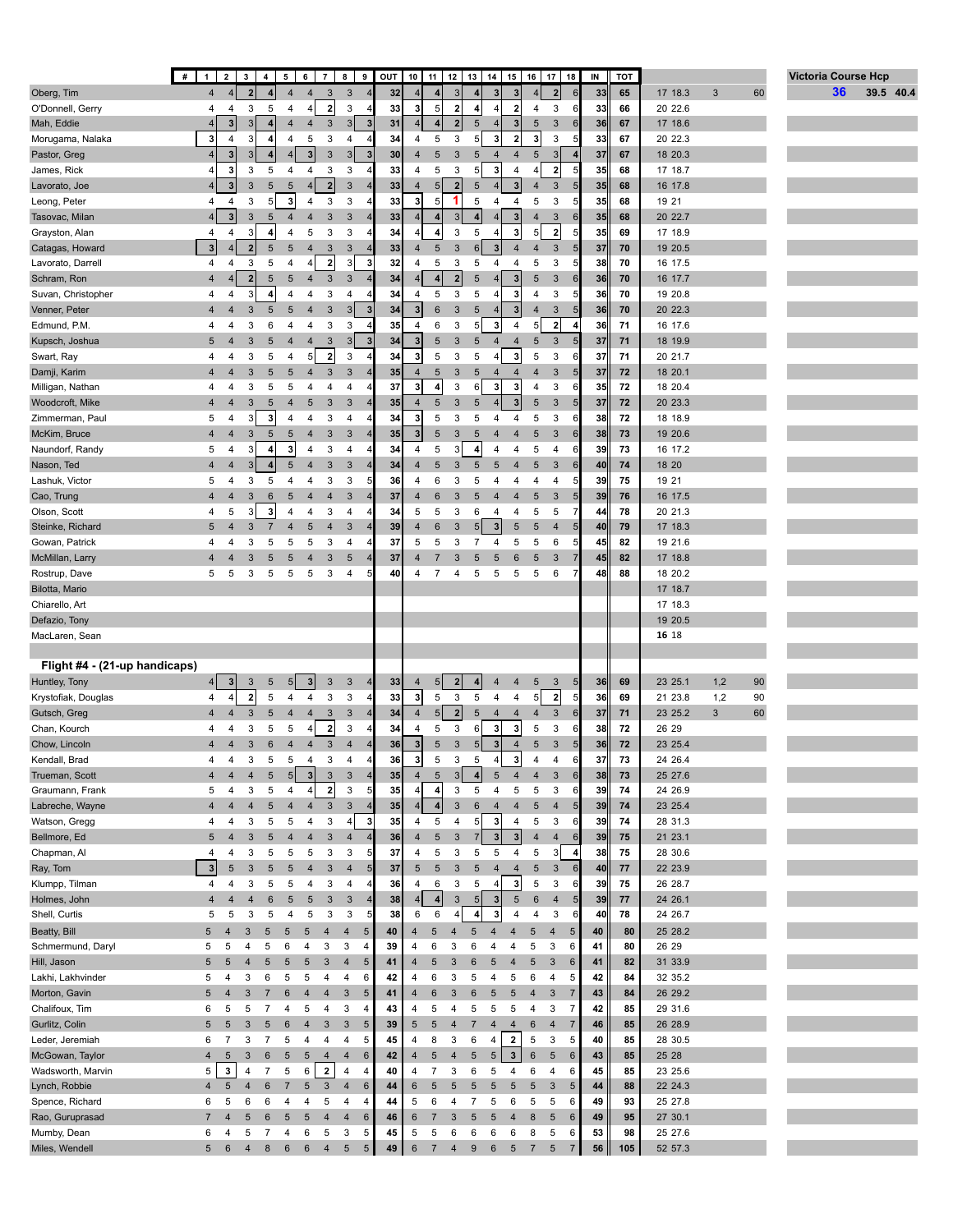| # | 1 | 2 | 3 | 4 | 5 | 6 | 7 | 8 | 9 | OUT | 10 | 11 | 12 | 13 | 14 | 15 | 16 | 17 | 18 | IN | TOT | | | | | Victoria Course Hcp | | |
|---|---|---|---|---|---|---|---|---|---|---|---|---|---|---|---|---|---|---|---|---|---|---|---|---|---|---|---|---|
| Oberg, Tim | 4 | 4 | 2 | 4 | 4 | 4 | 3 | 3 | 4 | 32 | 4 | 4 | 3 | 4 | 3 | 3 | 4 | 2 | 6 | 33 | 65 | 17 18.3 | 3 | 60 | | 36 | 39.5 | 40.4 |
| O'Donnell, Gerry | 4 | 4 | 3 | 5 | 4 | 4 | 2 | 3 | 4 | 33 | 3 | 5 | 2 | 4 | 4 | 2 | 4 | 3 | 6 | 33 | 66 | 20 22.6 | | | | | | |
| Mah, Eddie | 4 | 3 | 3 | 4 | 4 | 4 | 3 | 3 | 3 | 31 | 4 | 4 | 2 | 5 | 4 | 3 | 5 | 3 | 6 | 36 | 67 | 17 18.6 | | | | | | |
| Morugama, Nalaka | 3 | 4 | 3 | 4 | 4 | 5 | 3 | 4 | 4 | 34 | 4 | 5 | 3 | 5 | 3 | 2 | 3 | 3 | 5 | 33 | 67 | 20 22.3 | | | | | | |
| Pastor, Greg | 4 | 3 | 3 | 4 | 4 | 3 | 3 | 3 | 3 | 30 | 4 | 5 | 3 | 5 | 4 | 4 | 5 | 3 | 4 | 37 | 67 | 18 20.3 | | | | | | |
| James, Rick | 4 | 3 | 3 | 5 | 4 | 4 | 3 | 3 | 4 | 33 | 4 | 5 | 3 | 5 | 3 | 4 | 4 | 2 | 5 | 35 | 68 | 17 18.7 | | | | | | |
| Lavorato, Joe | 4 | 3 | 3 | 5 | 5 | 4 | 2 | 3 | 4 | 33 | 4 | 5 | 2 | 5 | 4 | 3 | 4 | 3 | 5 | 35 | 68 | 16 17.8 | | | | | | |
| Leong, Peter | 4 | 4 | 3 | 5 | 3 | 4 | 3 | 3 | 4 | 33 | 3 | 5 | 1 | 5 | 4 | 4 | 5 | 3 | 5 | 35 | 68 | 19 21 | | | | | | |
| Tasovac, Milan | 4 | 3 | 3 | 5 | 4 | 4 | 3 | 3 | 4 | 33 | 4 | 4 | 3 | 4 | 4 | 3 | 4 | 3 | 6 | 35 | 68 | 20 22.7 | | | | | | |
| Grayston, Alan | 4 | 4 | 3 | 4 | 4 | 5 | 3 | 3 | 4 | 34 | 4 | 4 | 3 | 5 | 4 | 3 | 5 | 2 | 5 | 35 | 69 | 17 18.9 | | | | | | |
| Catagas, Howard | 3 | 4 | 2 | 5 | 5 | 4 | 3 | 3 | 4 | 33 | 4 | 5 | 3 | 6 | 3 | 4 | 4 | 3 | 5 | 37 | 70 | 19 20.5 | | | | | | |
| Lavorato, Darrell | 4 | 4 | 3 | 5 | 4 | 4 | 2 | 3 | 3 | 32 | 4 | 5 | 3 | 5 | 4 | 4 | 5 | 3 | 5 | 38 | 70 | 16 17.5 | | | | | | |
| Schram, Ron | 4 | 4 | 2 | 5 | 5 | 4 | 3 | 3 | 4 | 34 | 4 | 4 | 2 | 5 | 4 | 3 | 5 | 3 | 6 | 36 | 70 | 16 17.7 | | | | | | |
| Suvan, Christopher | 4 | 4 | 3 | 4 | 4 | 4 | 3 | 4 | 4 | 34 | 4 | 5 | 3 | 5 | 4 | 3 | 4 | 3 | 5 | 36 | 70 | 19 20.8 | | | | | | |
| Venner, Peter | 4 | 4 | 3 | 5 | 5 | 4 | 3 | 3 | 3 | 34 | 3 | 6 | 3 | 5 | 4 | 3 | 4 | 3 | 5 | 36 | 70 | 20 22.3 | | | | | | |
| Edmund, P.M. | 4 | 4 | 3 | 6 | 4 | 4 | 3 | 3 | 4 | 35 | 4 | 6 | 3 | 5 | 3 | 4 | 5 | 2 | 4 | 36 | 71 | 16 17.6 | | | | | | |
| Kupsch, Joshua | 5 | 4 | 3 | 5 | 4 | 4 | 3 | 3 | 3 | 34 | 3 | 5 | 3 | 5 | 4 | 4 | 5 | 3 | 5 | 37 | 71 | 18 19.9 | | | | | | |
| Swart, Ray | 4 | 4 | 3 | 5 | 4 | 5 | 2 | 3 | 4 | 34 | 3 | 5 | 3 | 5 | 4 | 3 | 5 | 3 | 6 | 37 | 71 | 20 21.7 | | | | | | |
| Damji, Karim | 4 | 4 | 3 | 5 | 5 | 4 | 3 | 3 | 4 | 35 | 4 | 5 | 3 | 5 | 4 | 4 | 4 | 3 | 5 | 37 | 72 | 18 20.1 | | | | | | |
| Milligan, Nathan | 4 | 4 | 3 | 5 | 5 | 4 | 4 | 4 | 4 | 37 | 3 | 4 | 3 | 6 | 3 | 3 | 4 | 3 | 6 | 35 | 72 | 18 20.4 | | | | | | |
| Woodcroft, Mike | 4 | 4 | 3 | 5 | 4 | 5 | 3 | 3 | 4 | 35 | 4 | 5 | 3 | 5 | 4 | 3 | 5 | 3 | 5 | 37 | 72 | 20 23.3 | | | | | | |
| Zimmerman, Paul | 5 | 4 | 3 | 3 | 4 | 4 | 3 | 4 | 4 | 34 | 3 | 5 | 3 | 5 | 4 | 4 | 5 | 3 | 6 | 38 | 72 | 18 18.9 | | | | | | |
| McKim, Bruce | 4 | 4 | 3 | 5 | 5 | 4 | 3 | 3 | 4 | 35 | 3 | 5 | 3 | 5 | 4 | 4 | 5 | 3 | 6 | 38 | 73 | 19 20.6 | | | | | | |
| Naundorf, Randy | 5 | 4 | 3 | 4 | 3 | 4 | 3 | 4 | 4 | 34 | 4 | 5 | 3 | 4 | 4 | 4 | 5 | 4 | 6 | 39 | 73 | 16 17.2 | | | | | | |
| Nason, Ted | 4 | 4 | 3 | 4 | 5 | 4 | 3 | 3 | 4 | 34 | 4 | 5 | 3 | 5 | 5 | 4 | 5 | 3 | 6 | 40 | 74 | 18 20 | | | | | | |
| Lashuk, Victor | 5 | 4 | 3 | 5 | 4 | 4 | 3 | 3 | 5 | 36 | 4 | 6 | 3 | 5 | 4 | 4 | 4 | 4 | 5 | 39 | 75 | 19 21 | | | | | | |
| Cao, Trung | 4 | 4 | 3 | 6 | 5 | 4 | 4 | 3 | 4 | 37 | 4 | 6 | 3 | 5 | 4 | 4 | 5 | 3 | 5 | 39 | 76 | 16 17.5 | | | | | | |
| Olson, Scott | 4 | 5 | 3 | 3 | 4 | 4 | 3 | 4 | 4 | 34 | 5 | 5 | 3 | 6 | 4 | 4 | 5 | 5 | 7 | 44 | 78 | 20 21.3 | | | | | | |
| Steinke, Richard | 5 | 4 | 3 | 7 | 4 | 5 | 4 | 3 | 4 | 39 | 4 | 6 | 3 | 5 | 3 | 5 | 5 | 4 | 5 | 40 | 79 | 17 18.3 | | | | | | |
| Gowan, Patrick | 4 | 4 | 3 | 5 | 5 | 5 | 3 | 4 | 4 | 37 | 5 | 5 | 3 | 7 | 4 | 5 | 5 | 6 | 5 | 45 | 82 | 19 21.6 | | | | | | |
| McMillan, Larry | 4 | 4 | 3 | 5 | 5 | 4 | 3 | 5 | 4 | 37 | 4 | 7 | 3 | 5 | 5 | 6 | 5 | 3 | 7 | 45 | 82 | 17 18.8 | | | | | | |
| Rostrup, Dave | 5 | 5 | 3 | 5 | 5 | 5 | 3 | 4 | 5 | 40 | 4 | 7 | 4 | 5 | 5 | 5 | 5 | 6 | 7 | 48 | 88 | 18 20.2 | | | | | | |
| Bilotta, Mario | | | | | | | | | | | | | | | | | | | | | | 17 18.7 | | | | | | |
| Chiarello, Art | | | | | | | | | | | | | | | | | | | | | | 17 18.3 | | | | | | |
| Defazio, Tony | | | | | | | | | | | | | | | | | | | | | | 19 20.5 | | | | | | |
| MacLaren, Sean | | | | | | | | | | | | | | | | | | | | | | **16** 18 | | | | | | |

## Flight #4 - (21-up handicaps)

| | 1 | 2 | 3 | 4 | 5 | 6 | 7 | 8 | 9 | OUT | 10 | 11 | 12 | 13 | 14 | 15 | 16 | 17 | 18 | IN | TOT | | | |
|---|---|---|---|---|---|---|---|---|---|---|---|---|---|---|---|---|---|---|---|---|---|---|---|---|
| Huntley, Tony | 4 | 3 | 3 | 5 | 5 | 3 | 3 | 3 | 4 | 33 | 4 | 5 | 2 | 4 | 4 | 4 | 5 | 3 | 5 | 36 | 69 | 23 25.1 | 1,2 | 90 |
| Krystofiak, Douglas | 4 | 4 | 2 | 5 | 4 | 4 | 3 | 3 | 4 | 33 | 3 | 5 | 3 | 5 | 4 | 4 | 5 | 2 | 5 | 36 | 69 | 21 23.8 | 1,2 | 90 |
| Gutsch, Greg | 4 | 4 | 3 | 5 | 4 | 4 | 3 | 3 | 4 | 34 | 4 | 5 | 2 | 5 | 4 | 4 | 4 | 3 | 6 | 37 | 71 | 23 25.2 | 3 | 60 |
| Chan, Kourch | 4 | 4 | 3 | 5 | 5 | 4 | 2 | 3 | 4 | 34 | 4 | 5 | 3 | 6 | 3 | 3 | 5 | 3 | 6 | 38 | 72 | 26 29 | | |
| Chow, Lincoln | 4 | 4 | 3 | 6 | 4 | 4 | 3 | 4 | 4 | 36 | 3 | 5 | 3 | 5 | 3 | 4 | 5 | 3 | 5 | 36 | 72 | 23 25.4 | | |
| Kendall, Brad | 4 | 4 | 3 | 5 | 5 | 4 | 3 | 4 | 4 | 36 | 3 | 5 | 3 | 5 | 4 | 3 | 4 | 4 | 6 | 37 | 73 | 24 26.4 | | |
| Trueman, Scott | 4 | 4 | 4 | 5 | 5 | 3 | 3 | 3 | 4 | 35 | 4 | 5 | 3 | 4 | 5 | 4 | 4 | 3 | 6 | 38 | 73 | 25 27.6 | | |
| Graumann, Frank | 5 | 4 | 3 | 5 | 4 | 4 | 2 | 3 | 5 | 35 | 4 | 4 | 3 | 5 | 4 | 5 | 5 | 3 | 6 | 39 | 74 | 24 26.9 | | |
| Labreche, Wayne | 4 | 4 | 4 | 5 | 4 | 4 | 3 | 3 | 4 | 35 | 4 | 4 | 3 | 6 | 4 | 4 | 5 | 4 | 5 | 39 | 74 | 23 25.4 | | |
| Watson, Gregg | 4 | 4 | 3 | 5 | 5 | 4 | 3 | 4 | 3 | 35 | 4 | 5 | 4 | 5 | 3 | 4 | 5 | 3 | 6 | 39 | 74 | 28 31.3 | | |
| Bellmore, Ed | 5 | 4 | 3 | 5 | 4 | 4 | 3 | 4 | 4 | 36 | 4 | 5 | 3 | 7 | 3 | 3 | 4 | 4 | 6 | 39 | 75 | 21 23.1 | | |
| Chapman, Al | 4 | 4 | 3 | 5 | 5 | 5 | 3 | 3 | 5 | 37 | 4 | 5 | 3 | 5 | 5 | 4 | 5 | 3 | 4 | 38 | 75 | 28 30.6 | | |
| Ray, Tom | 3 | 5 | 3 | 5 | 5 | 4 | 3 | 4 | 5 | 37 | 5 | 5 | 3 | 5 | 4 | 4 | 5 | 3 | 6 | 40 | 77 | 22 23.9 | | |
| Klumpp, Tilman | 4 | 4 | 3 | 5 | 5 | 4 | 3 | 4 | 4 | 36 | 4 | 6 | 3 | 5 | 4 | 3 | 5 | 3 | 6 | 39 | 75 | 26 28.7 | | |
| Holmes, John | 4 | 4 | 4 | 6 | 5 | 5 | 3 | 3 | 4 | 38 | 4 | 4 | 3 | 5 | 3 | 5 | 6 | 4 | 5 | 39 | 77 | 24 26.1 | | |
| Shell, Curtis | 5 | 5 | 3 | 5 | 4 | 5 | 3 | 3 | 5 | 38 | 6 | 6 | 4 | 4 | 3 | 4 | 4 | 3 | 6 | 40 | 78 | 24 26.7 | | |
| Beatty, Bill | 5 | 4 | 3 | 5 | 5 | 5 | 4 | 4 | 5 | 40 | 4 | 5 | 4 | 5 | 4 | 4 | 5 | 4 | 5 | 40 | 80 | 25 28.2 | | |
| Schmermund, Daryl | 5 | 5 | 4 | 5 | 6 | 4 | 3 | 3 | 4 | 39 | 4 | 6 | 3 | 6 | 4 | 4 | 5 | 3 | 6 | 41 | 80 | 26 29 | | |
| Hill, Jason | 5 | 5 | 4 | 5 | 5 | 5 | 3 | 4 | 5 | 41 | 4 | 5 | 3 | 6 | 5 | 4 | 5 | 3 | 6 | 41 | 82 | 31 33.9 | | |
| Lakhi, Lakhvinder | 5 | 4 | 3 | 6 | 5 | 5 | 4 | 4 | 6 | 42 | 4 | 6 | 3 | 5 | 4 | 5 | 6 | 4 | 5 | 42 | 84 | 32 35.2 | | |
| Morton, Gavin | 5 | 4 | 3 | 7 | 6 | 4 | 4 | 3 | 5 | 41 | 4 | 6 | 3 | 6 | 5 | 5 | 4 | 3 | 7 | 43 | 84 | 26 29.2 | | |
| Chalifoux, Tim | 6 | 5 | 5 | 7 | 4 | 5 | 4 | 3 | 4 | 43 | 4 | 5 | 4 | 5 | 5 | 5 | 4 | 3 | 7 | 42 | 85 | 29 31.6 | | |
| Gurlitz, Colin | 5 | 5 | 3 | 5 | 6 | 4 | 3 | 3 | 5 | 39 | 5 | 5 | 4 | 7 | 4 | 4 | 6 | 4 | 7 | 46 | 85 | 26 28.9 | | |
| Leder, Jeremiah | 6 | 7 | 3 | 7 | 5 | 4 | 4 | 4 | 5 | 45 | 4 | 8 | 3 | 6 | 4 | 2 | 5 | 3 | 5 | 40 | 85 | 28 30.5 | | |
| McGowan, Taylor | 4 | 5 | 3 | 6 | 5 | 5 | 4 | 4 | 6 | 42 | 4 | 5 | 4 | 5 | 5 | 3 | 6 | 5 | 6 | 43 | 85 | 25 28 | | |
| Wadsworth, Marvin | 5 | 3 | 4 | 7 | 5 | 6 | 2 | 4 | 4 | 40 | 4 | 7 | 3 | 6 | 5 | 4 | 6 | 4 | 6 | 45 | 85 | 23 25.6 | | |
| Lynch, Robbie | 4 | 5 | 4 | 6 | 7 | 5 | 3 | 4 | 6 | 44 | 6 | 5 | 5 | 5 | 5 | 5 | 5 | 3 | 5 | 44 | 88 | 22 24.3 | | |
| Spence, Richard | 6 | 5 | 6 | 6 | 4 | 4 | 5 | 4 | 4 | 44 | 5 | 6 | 4 | 7 | 5 | 6 | 5 | 5 | 6 | 49 | 93 | 25 27.8 | | |
| Rao, Guruprasad | 7 | 4 | 5 | 6 | 5 | 5 | 4 | 4 | 6 | 46 | 6 | 7 | 3 | 5 | 5 | 4 | 8 | 5 | 6 | 49 | 95 | 27 30.1 | | |
| Mumby, Dean | 6 | 4 | 5 | 7 | 4 | 6 | 5 | 3 | 5 | 45 | 5 | 5 | 6 | 6 | 6 | 6 | 8 | 5 | 6 | 53 | 98 | 25 27.6 | | |
| Miles, Wendell | 5 | 6 | 4 | 8 | 6 | 6 | 4 | 5 | 5 | 49 | 6 | 7 | 4 | 9 | 6 | 5 | 7 | 5 | 7 | 56 | 105 | 52 57.3 | | |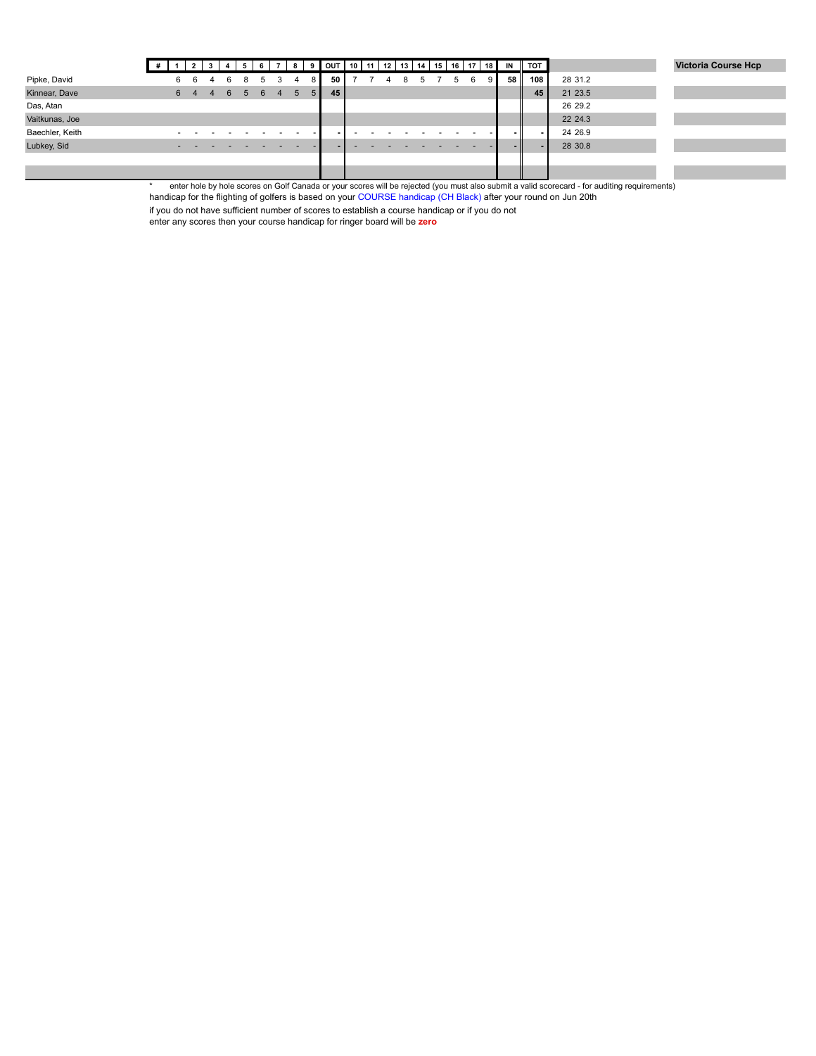| | # | 1 | 2 | 3 | 4 | 5 | 6 | 7 | 8 | 9 | OUT | 10 | 11 | 12 | 13 | 14 | 15 | 16 | 17 | 18 | IN | TOT | | Victoria Course Hcp |
|---|---|---|---|---|---|---|---|---|---|---|---|---|---|---|---|---|---|---|---|---|---|---|---|---|
| Pipke, David | | 6 | 6 | 4 | 6 | 8 | 5 | 3 | 4 | 8 | 50 | 7 | 7 | 4 | 8 | 5 | 7 | 5 | 6 | 9 | 58 | 108 | 28 31.2 | |
| Kinnear, Dave | | 6 | 4 | 4 | 6 | 5 | 6 | 4 | 5 | 5 | 45 | | | | | | | | | | | 45 | 21 23.5 | |
| Das, Atan | | | | | | | | | | | | | | | | | | | | | | | 26 29.2 | |
| Vaitkunas, Joe | | | | | | | | | | | | | | | | | | | | | | | 22 24.3 | |
| Baechler, Keith | | - | - | - | - | - | - | - | - | - | - | - | - | - | - | - | - | - | - | - | - | - | 24 26.9 | |
| Lubkey, Sid | | - | - | - | - | - | - | - | - | - | - | - | - | - | - | - | - | - | - | - | - | - | 28 30.8 | |
| | | | | | | | | | | | | | | | | | | | | | | | | |
| | | | | | | | | | | | | | | | | | | | | | | | | |

* enter hole by hole scores on Golf Canada or your scores will be rejected (you must also submit a valid scorecard - for auditing requirements)

handicap for the flighting of golfers is based on your COURSE handicap (CH Black) after your round on Jun 20th

if you do not have sufficient number of scores to establish a course handicap or if you do not enter any scores then your course handicap for ringer board will be **zero**